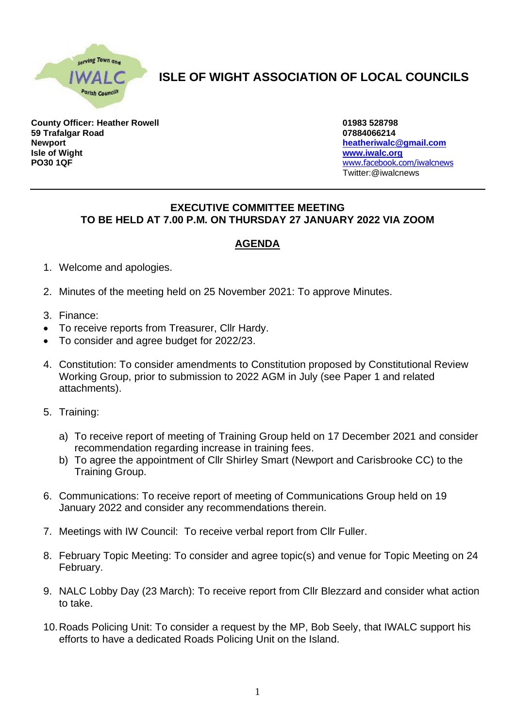# ISLE OF WIGHT ASSOCIATION OF LOCAL COUNCILS

**County Officer: Heather Rowell**
**59 Trafalgar Road**
**Newport**
**Isle of Wight**
**PO30 1QF**

**01983 528798**
**07884066214**
**heatheriwalc@gmail.com**
**www.iwalc.org**
www.facebook.com/iwalcnews
Twitter:@iwalcnews

---

**EXECUTIVE COMMITTEE MEETING**
**TO BE HELD AT 7.00 P.M. ON THURSDAY 27 JANUARY 2022 VIA ZOOM**

## AGENDA

1. Welcome and apologies.

2. Minutes of the meeting held on 25 November 2021: To approve Minutes.

3. Finance:
   - To receive reports from Treasurer, Cllr Hardy.
   - To consider and agree budget for 2022/23.

4. Constitution: To consider amendments to Constitution proposed by Constitutional Review Working Group, prior to submission to 2022 AGM in July (see Paper 1 and related attachments).

5. Training:

   a) To receive report of meeting of Training Group held on 17 December 2021 and consider recommendation regarding increase in training fees.
   b) To agree the appointment of Cllr Shirley Smart (Newport and Carisbrooke CC) to the Training Group.

6. Communications: To receive report of meeting of Communications Group held on 19 January 2022 and consider any recommendations therein.

7. Meetings with IW Council: To receive verbal report from Cllr Fuller.

8. February Topic Meeting: To consider and agree topic(s) and venue for Topic Meeting on 24 February.

9. NALC Lobby Day (23 March): To receive report from Cllr Blezzard and consider what action to take.

10. Roads Policing Unit: To consider a request by the MP, Bob Seely, that IWALC support his efforts to have a dedicated Roads Policing Unit on the Island.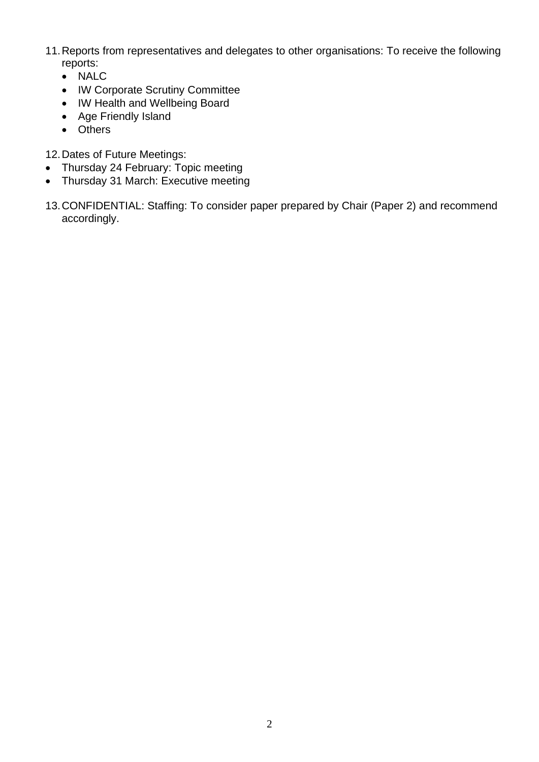11. Reports from representatives and delegates to other organisations: To receive the following reports:
    - NALC
    - IW Corporate Scrutiny Committee
    - IW Health and Wellbeing Board
    - Age Friendly Island
    - Others

12. Dates of Future Meetings:

- Thursday 24 February: Topic meeting
- Thursday 31 March: Executive meeting

13. CONFIDENTIAL: Staffing: To consider paper prepared by Chair (Paper 2) and recommend accordingly.